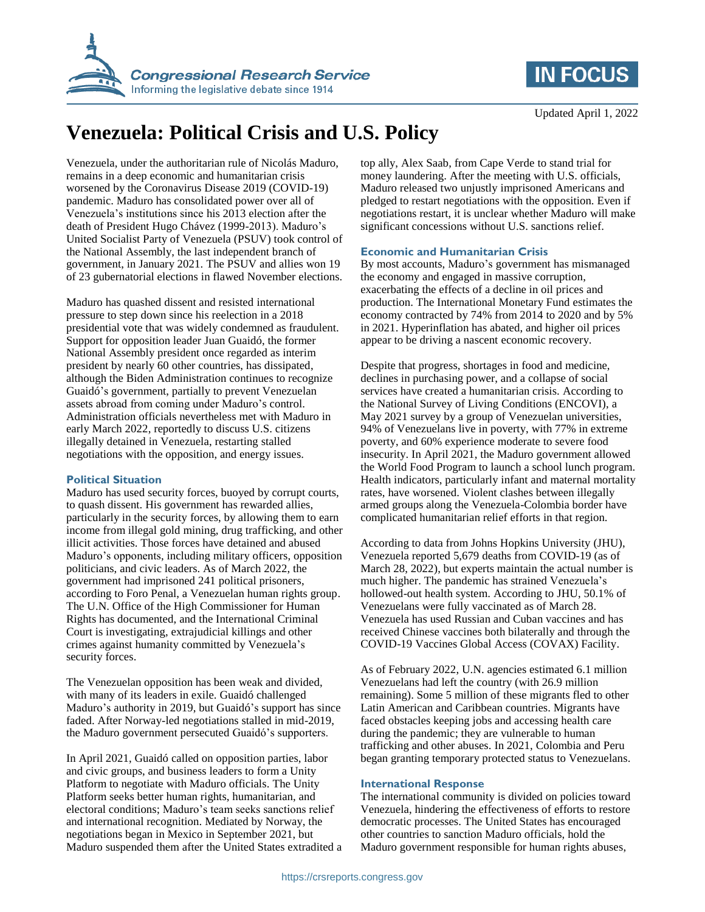# Venezuela: Political Crisis and U.S. Policy

Updated April 1, 2022

Venezuela, under the authoritarian rule of Nicolás Maduro, remains in a deep economic and humanitarian crisis worsened by the Coronavirus Disease 2019 (COVID-19) pandemic. Maduro has consolidated power over all of Venezuela's institutions since his 2013 election after the death of President Hugo Chávez (1999-2013). Maduro's United Socialist Party of Venezuela (PSUV) took control of the National Assembly, the last independent branch of government, in January 2021. The PSUV and allies won 19 of 23 gubernatorial elections in flawed November elections.

Maduro has quashed dissent and resisted international pressure to step down since his reelection in a 2018 presidential vote that was widely condemned as fraudulent. Support for opposition leader Juan Guaidó, the former National Assembly president once regarded as interim president by nearly 60 other countries, has dissipated, although the Biden Administration continues to recognize Guaidó's government, partially to prevent Venezuelan assets abroad from coming under Maduro's control. Administration officials nevertheless met with Maduro in early March 2022, reportedly to discuss U.S. citizens illegally detained in Venezuela, restarting stalled negotiations with the opposition, and energy issues.

## Political Situation

Maduro has used security forces, buoyed by corrupt courts, to quash dissent. His government has rewarded allies, particularly in the security forces, by allowing them to earn income from illegal gold mining, drug trafficking, and other illicit activities. Those forces have detained and abused Maduro's opponents, including military officers, opposition politicians, and civic leaders. As of March 2022, the government had imprisoned 241 political prisoners, according to Foro Penal, a Venezuelan human rights group. The U.N. Office of the High Commissioner for Human Rights has documented, and the International Criminal Court is investigating, extrajudicial killings and other crimes against humanity committed by Venezuela's security forces.

The Venezuelan opposition has been weak and divided, with many of its leaders in exile. Guaidó challenged Maduro's authority in 2019, but Guaidó's support has since faded. After Norway-led negotiations stalled in mid-2019, the Maduro government persecuted Guaidó's supporters.

In April 2021, Guaidó called on opposition parties, labor and civic groups, and business leaders to form a Unity Platform to negotiate with Maduro officials. The Unity Platform seeks better human rights, humanitarian, and electoral conditions; Maduro's team seeks sanctions relief and international recognition. Mediated by Norway, the negotiations began in Mexico in September 2021, but Maduro suspended them after the United States extradited a top ally, Alex Saab, from Cape Verde to stand trial for money laundering. After the meeting with U.S. officials, Maduro released two unjustly imprisoned Americans and pledged to restart negotiations with the opposition. Even if negotiations restart, it is unclear whether Maduro will make significant concessions without U.S. sanctions relief.

## Economic and Humanitarian Crisis

By most accounts, Maduro's government has mismanaged the economy and engaged in massive corruption, exacerbating the effects of a decline in oil prices and production. The International Monetary Fund estimates the economy contracted by 74% from 2014 to 2020 and by 5% in 2021. Hyperinflation has abated, and higher oil prices appear to be driving a nascent economic recovery.

Despite that progress, shortages in food and medicine, declines in purchasing power, and a collapse of social services have created a humanitarian crisis. According to the National Survey of Living Conditions (ENCOVI), a May 2021 survey by a group of Venezuelan universities, 94% of Venezuelans live in poverty, with 77% in extreme poverty, and 60% experience moderate to severe food insecurity. In April 2021, the Maduro government allowed the World Food Program to launch a school lunch program. Health indicators, particularly infant and maternal mortality rates, have worsened. Violent clashes between illegally armed groups along the Venezuela-Colombia border have complicated humanitarian relief efforts in that region.

According to data from Johns Hopkins University (JHU), Venezuela reported 5,679 deaths from COVID-19 (as of March 28, 2022), but experts maintain the actual number is much higher. The pandemic has strained Venezuela's hollowed-out health system. According to JHU, 50.1% of Venezuelans were fully vaccinated as of March 28. Venezuela has used Russian and Cuban vaccines and has received Chinese vaccines both bilaterally and through the COVID-19 Vaccines Global Access (COVAX) Facility.

As of February 2022, U.N. agencies estimated 6.1 million Venezuelans had left the country (with 26.9 million remaining). Some 5 million of these migrants fled to other Latin American and Caribbean countries. Migrants have faced obstacles keeping jobs and accessing health care during the pandemic; they are vulnerable to human trafficking and other abuses. In 2021, Colombia and Peru began granting temporary protected status to Venezuelans.

## International Response

The international community is divided on policies toward Venezuela, hindering the effectiveness of efforts to restore democratic processes. The United States has encouraged other countries to sanction Maduro officials, hold the Maduro government responsible for human rights abuses,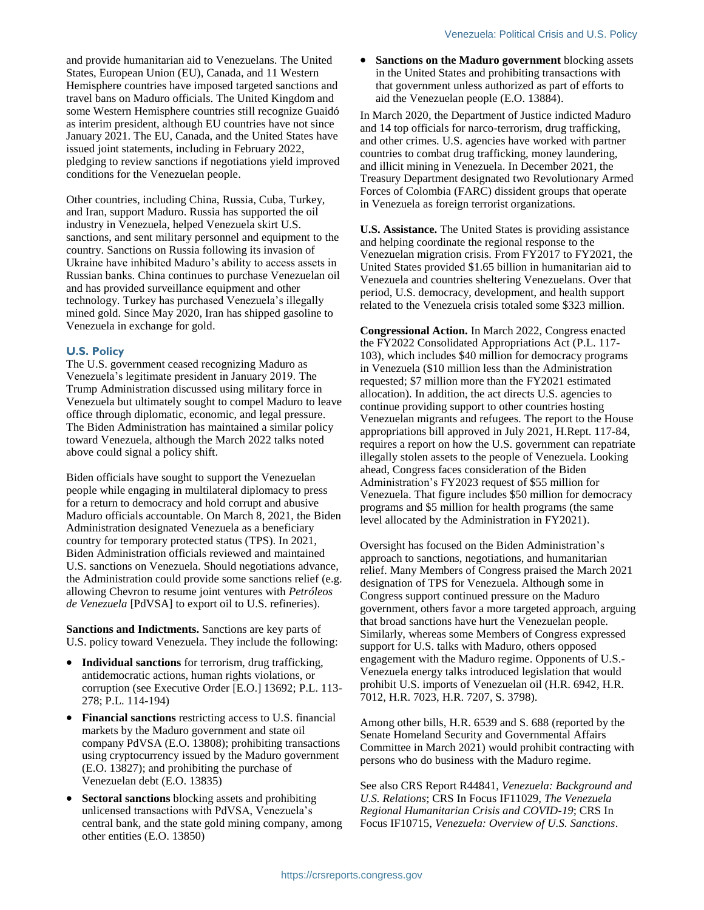and provide humanitarian aid to Venezuelans. The United States, European Union (EU), Canada, and 11 Western Hemisphere countries have imposed targeted sanctions and travel bans on Maduro officials. The United Kingdom and some Western Hemisphere countries still recognize Guaidó as interim president, although EU countries have not since January 2021. The EU, Canada, and the United States have issued joint statements, including in February 2022, pledging to review sanctions if negotiations yield improved conditions for the Venezuelan people.

Other countries, including China, Russia, Cuba, Turkey, and Iran, support Maduro. Russia has supported the oil industry in Venezuela, helped Venezuela skirt U.S. sanctions, and sent military personnel and equipment to the country. Sanctions on Russia following its invasion of Ukraine have inhibited Maduro's ability to access assets in Russian banks. China continues to purchase Venezuelan oil and has provided surveillance equipment and other technology. Turkey has purchased Venezuela's illegally mined gold. Since May 2020, Iran has shipped gasoline to Venezuela in exchange for gold.

## U.S. Policy

The U.S. government ceased recognizing Maduro as Venezuela's legitimate president in January 2019. The Trump Administration discussed using military force in Venezuela but ultimately sought to compel Maduro to leave office through diplomatic, economic, and legal pressure. The Biden Administration has maintained a similar policy toward Venezuela, although the March 2022 talks noted above could signal a policy shift.

Biden officials have sought to support the Venezuelan people while engaging in multilateral diplomacy to press for a return to democracy and hold corrupt and abusive Maduro officials accountable. On March 8, 2021, the Biden Administration designated Venezuela as a beneficiary country for temporary protected status (TPS). In 2021, Biden Administration officials reviewed and maintained U.S. sanctions on Venezuela. Should negotiations advance, the Administration could provide some sanctions relief (e.g. allowing Chevron to resume joint ventures with *Petróleos de Venezuela* [PdVSA] to export oil to U.S. refineries).

**Sanctions and Indictments.** Sanctions are key parts of U.S. policy toward Venezuela. They include the following:

- **Individual sanctions** for terrorism, drug trafficking, antidemocratic actions, human rights violations, or corruption (see Executive Order [E.O.] 13692; P.L. 113-278; P.L. 114-194)
- **Financial sanctions** restricting access to U.S. financial markets by the Maduro government and state oil company PdVSA (E.O. 13808); prohibiting transactions using cryptocurrency issued by the Maduro government (E.O. 13827); and prohibiting the purchase of Venezuelan debt (E.O. 13835)
- **Sectoral sanctions** blocking assets and prohibiting unlicensed transactions with PdVSA, Venezuela's central bank, and the state gold mining company, among other entities (E.O. 13850)
- **Sanctions on the Maduro government** blocking assets in the United States and prohibiting transactions with that government unless authorized as part of efforts to aid the Venezuelan people (E.O. 13884).

In March 2020, the Department of Justice indicted Maduro and 14 top officials for narco-terrorism, drug trafficking, and other crimes. U.S. agencies have worked with partner countries to combat drug trafficking, money laundering, and illicit mining in Venezuela. In December 2021, the Treasury Department designated two Revolutionary Armed Forces of Colombia (FARC) dissident groups that operate in Venezuela as foreign terrorist organizations.

**U.S. Assistance.** The United States is providing assistance and helping coordinate the regional response to the Venezuelan migration crisis. From FY2017 to FY2021, the United States provided $1.65 billion in humanitarian aid to Venezuela and countries sheltering Venezuelans. Over that period, U.S. democracy, development, and health support related to the Venezuela crisis totaled some $323 million.

**Congressional Action.** In March 2022, Congress enacted the FY2022 Consolidated Appropriations Act (P.L. 117-103), which includes $40 million for democracy programs in Venezuela ($10 million less than the Administration requested; $7 million more than the FY2021 estimated allocation). In addition, the act directs U.S. agencies to continue providing support to other countries hosting Venezuelan migrants and refugees. The report to the House appropriations bill approved in July 2021, H.Rept. 117-84, requires a report on how the U.S. government can repatriate illegally stolen assets to the people of Venezuela. Looking ahead, Congress faces consideration of the Biden Administration's FY2023 request of $55 million for Venezuela. That figure includes $50 million for democracy programs and $5 million for health programs (the same level allocated by the Administration in FY2021).

Oversight has focused on the Biden Administration's approach to sanctions, negotiations, and humanitarian relief. Many Members of Congress praised the March 2021 designation of TPS for Venezuela. Although some in Congress support continued pressure on the Maduro government, others favor a more targeted approach, arguing that broad sanctions have hurt the Venezuelan people. Similarly, whereas some Members of Congress expressed support for U.S. talks with Maduro, others opposed engagement with the Maduro regime. Opponents of U.S.-Venezuela energy talks introduced legislation that would prohibit U.S. imports of Venezuelan oil (H.R. 6942, H.R. 7012, H.R. 7023, H.R. 7207, S. 3798).

Among other bills, H.R. 6539 and S. 688 (reported by the Senate Homeland Security and Governmental Affairs Committee in March 2021) would prohibit contracting with persons who do business with the Maduro regime.

See also CRS Report R44841, *Venezuela: Background and U.S. Relations*; CRS In Focus IF11029, *The Venezuela Regional Humanitarian Crisis and COVID-19*; CRS In Focus IF10715, *Venezuela: Overview of U.S. Sanctions*.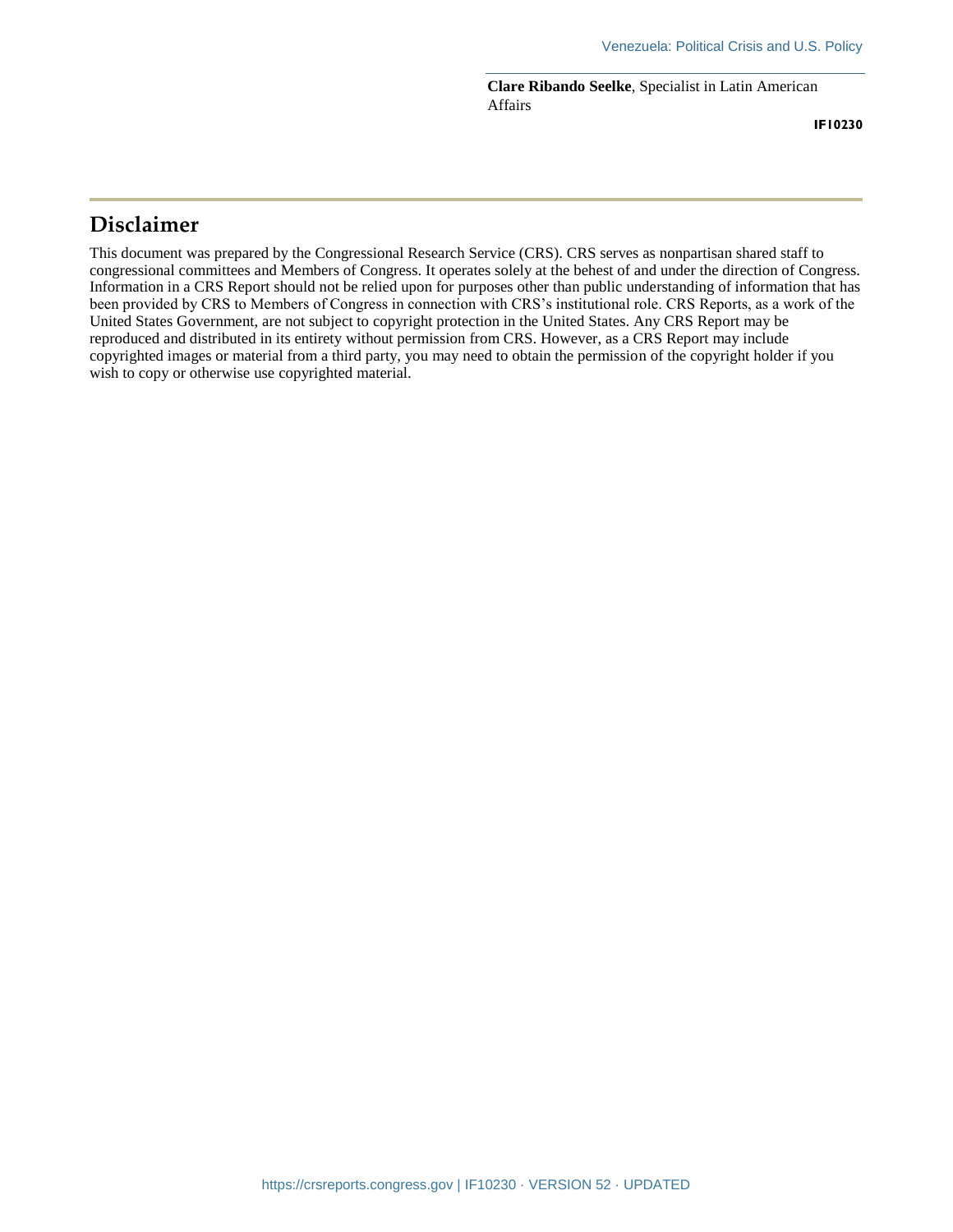**Clare Ribando Seelke**, Specialist in Latin American Affairs

**IF10230**

## Disclaimer

This document was prepared by the Congressional Research Service (CRS). CRS serves as nonpartisan shared staff to congressional committees and Members of Congress. It operates solely at the behest of and under the direction of Congress. Information in a CRS Report should not be relied upon for purposes other than public understanding of information that has been provided by CRS to Members of Congress in connection with CRS's institutional role. CRS Reports, as a work of the United States Government, are not subject to copyright protection in the United States. Any CRS Report may be reproduced and distributed in its entirety without permission from CRS. However, as a CRS Report may include copyrighted images or material from a third party, you may need to obtain the permission of the copyright holder if you wish to copy or otherwise use copyrighted material.